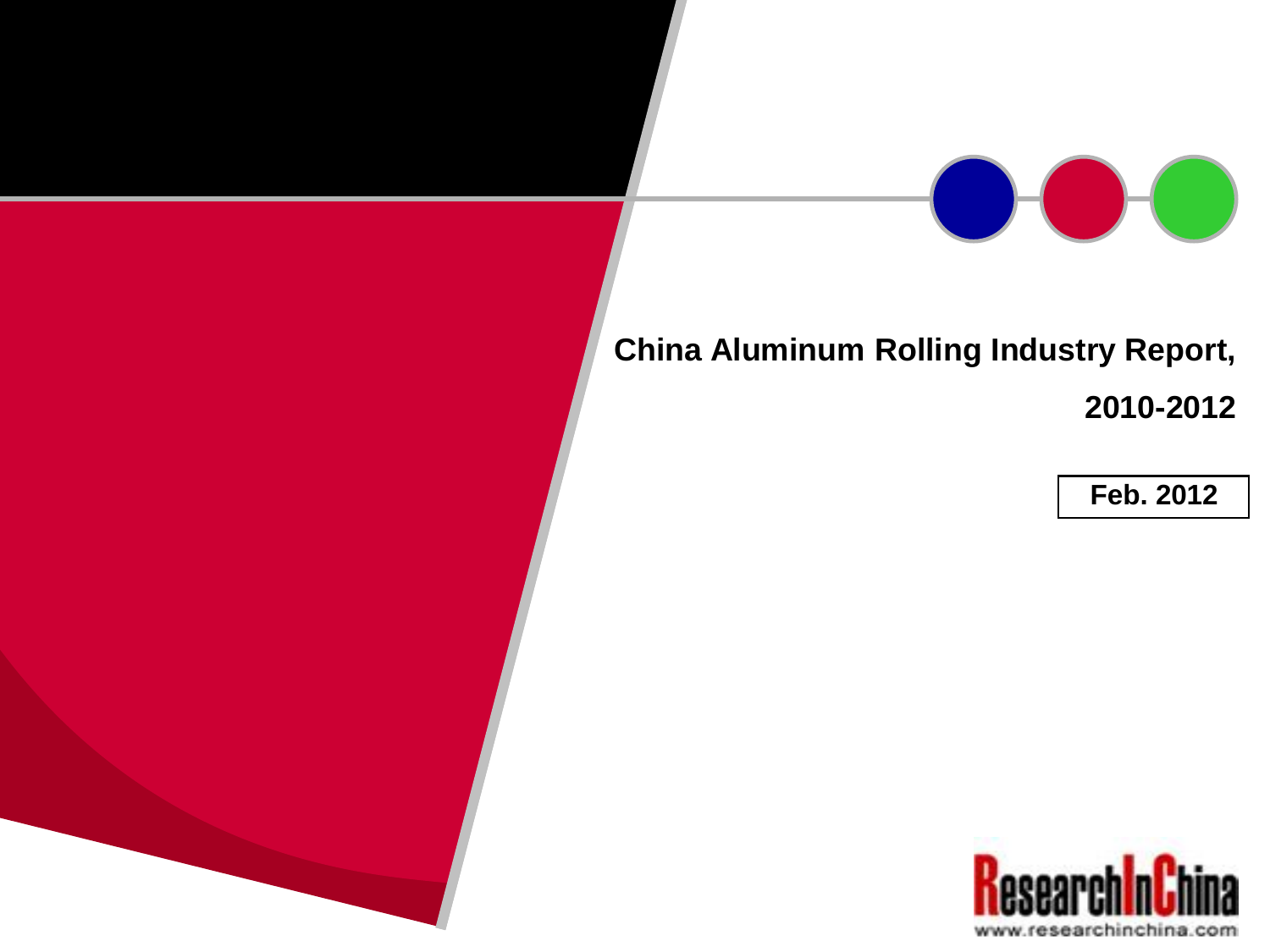# China Aluminum Rolling Industry Report, 2010-2012

**Feb. 2012**

ResearchInChina

www.researchinchina.com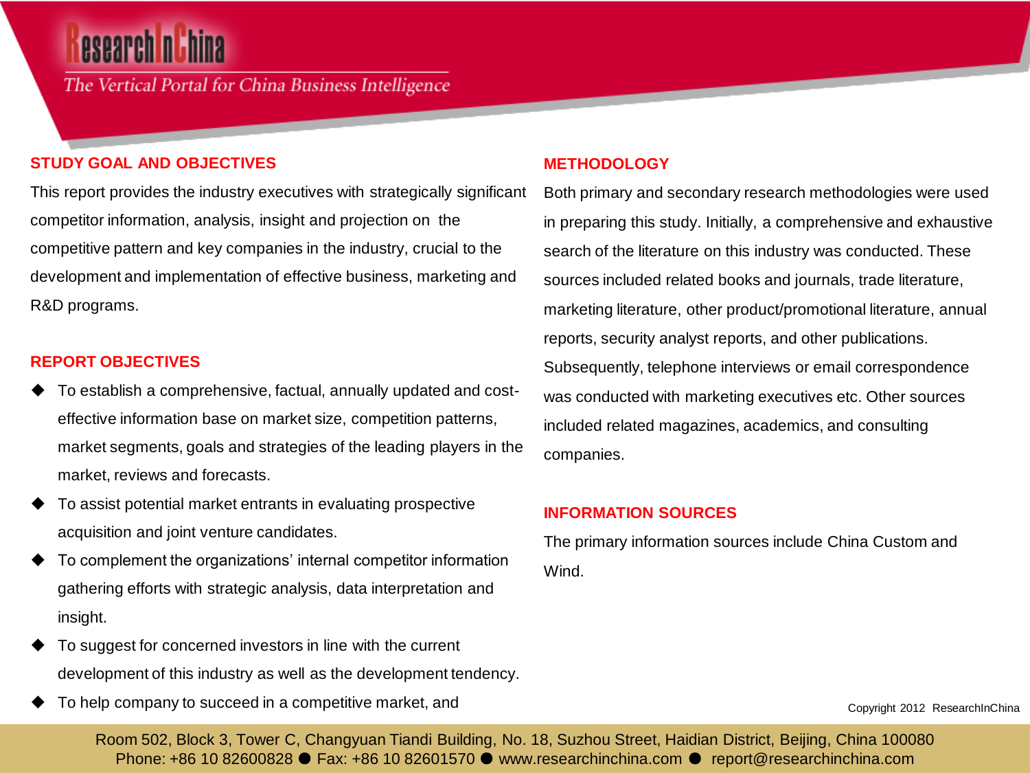## STUDY GOAL AND OBJECTIVES

This report provides the industry executives with strategically significant competitor information, analysis, insight and projection on the competitive pattern and key companies in the industry, crucial to the development and implementation of effective business, marketing and R&D programs.

## REPORT OBJECTIVES

- To establish a comprehensive, factual, annually updated and cost-effective information base on market size, competition patterns, market segments, goals and strategies of the leading players in the market, reviews and forecasts.
- To assist potential market entrants in evaluating prospective acquisition and joint venture candidates.
- To complement the organizations' internal competitor information gathering efforts with strategic analysis, data interpretation and insight.
- To suggest for concerned investors in line with the current development of this industry as well as the development tendency.
- To help company to succeed in a competitive market, and

## METHODOLOGY

Both primary and secondary research methodologies were used in preparing this study. Initially, a comprehensive and exhaustive search of the literature on this industry was conducted. These sources included related books and journals, trade literature, marketing literature, other product/promotional literature, annual reports, security analyst reports, and other publications. Subsequently, telephone interviews or email correspondence was conducted with marketing executives etc. Other sources included related magazines, academics, and consulting companies.

## INFORMATION SOURCES

The primary information sources include China Custom and Wind.

Copyright 2012 ResearchInChina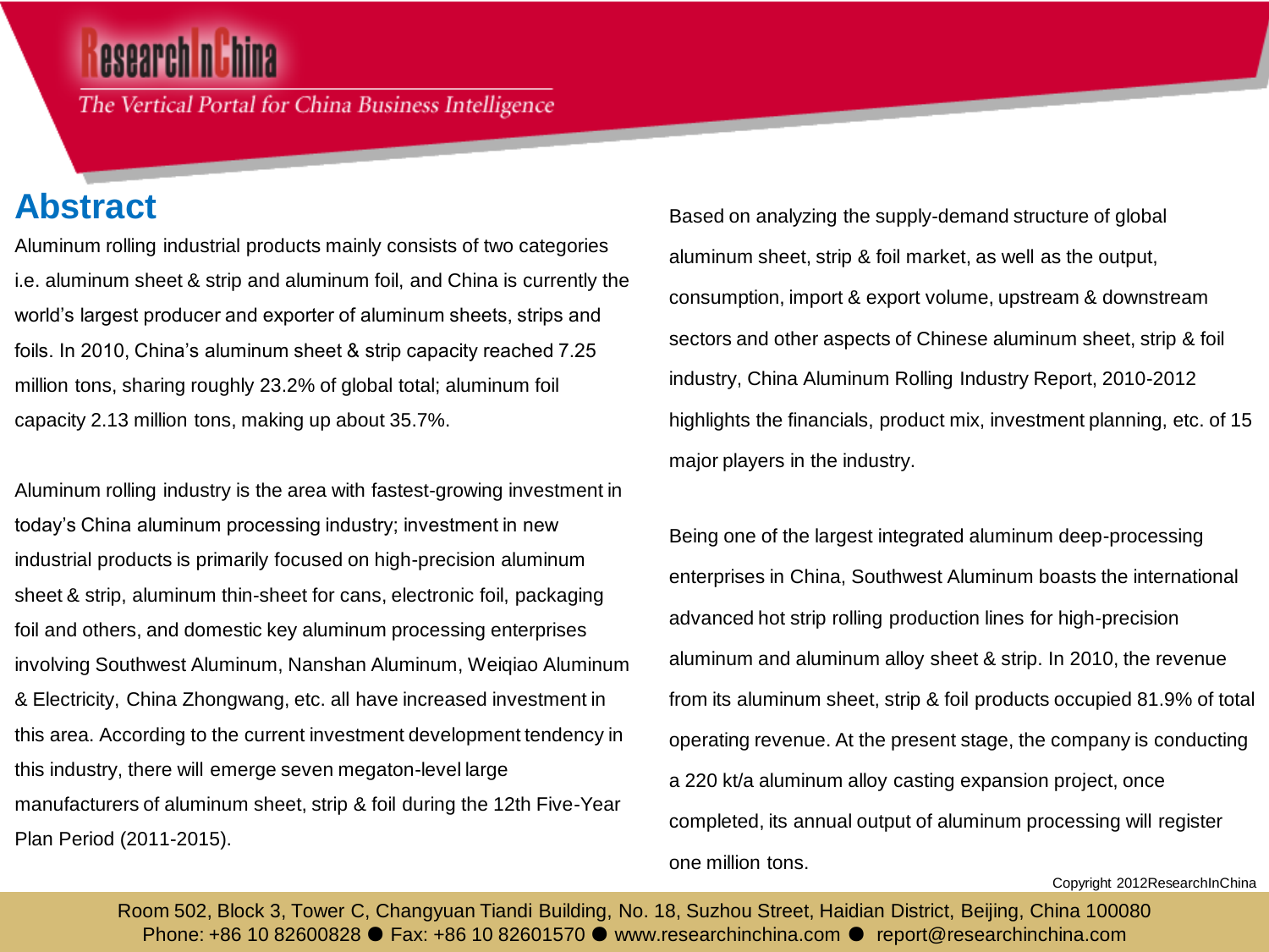# Abstract

Aluminum rolling industrial products mainly consists of two categories i.e. aluminum sheet & strip and aluminum foil, and China is currently the world's largest producer and exporter of aluminum sheets, strips and foils. In 2010, China's aluminum sheet & strip capacity reached 7.25 million tons, sharing roughly 23.2% of global total; aluminum foil capacity 2.13 million tons, making up about 35.7%.

Aluminum rolling industry is the area with fastest-growing investment in today's China aluminum processing industry; investment in new industrial products is primarily focused on high-precision aluminum sheet & strip, aluminum thin-sheet for cans, electronic foil, packaging foil and others, and domestic key aluminum processing enterprises involving Southwest Aluminum, Nanshan Aluminum, Weiqiao Aluminum & Electricity, China Zhongwang, etc. all have increased investment in this area. According to the current investment development tendency in this industry, there will emerge seven megaton-level large manufacturers of aluminum sheet, strip & foil during the 12th Five-Year Plan Period (2011-2015).

Based on analyzing the supply-demand structure of global aluminum sheet, strip & foil market, as well as the output, consumption, import & export volume, upstream & downstream sectors and other aspects of Chinese aluminum sheet, strip & foil industry, China Aluminum Rolling Industry Report, 2010-2012 highlights the financials, product mix, investment planning, etc. of 15 major players in the industry.

Being one of the largest integrated aluminum deep-processing enterprises in China, Southwest Aluminum boasts the international advanced hot strip rolling production lines for high-precision aluminum and aluminum alloy sheet & strip. In 2010, the revenue from its aluminum sheet, strip & foil products occupied 81.9% of total operating revenue. At the present stage, the company is conducting a 220 kt/a aluminum alloy casting expansion project, once completed, its annual output of aluminum processing will register one million tons.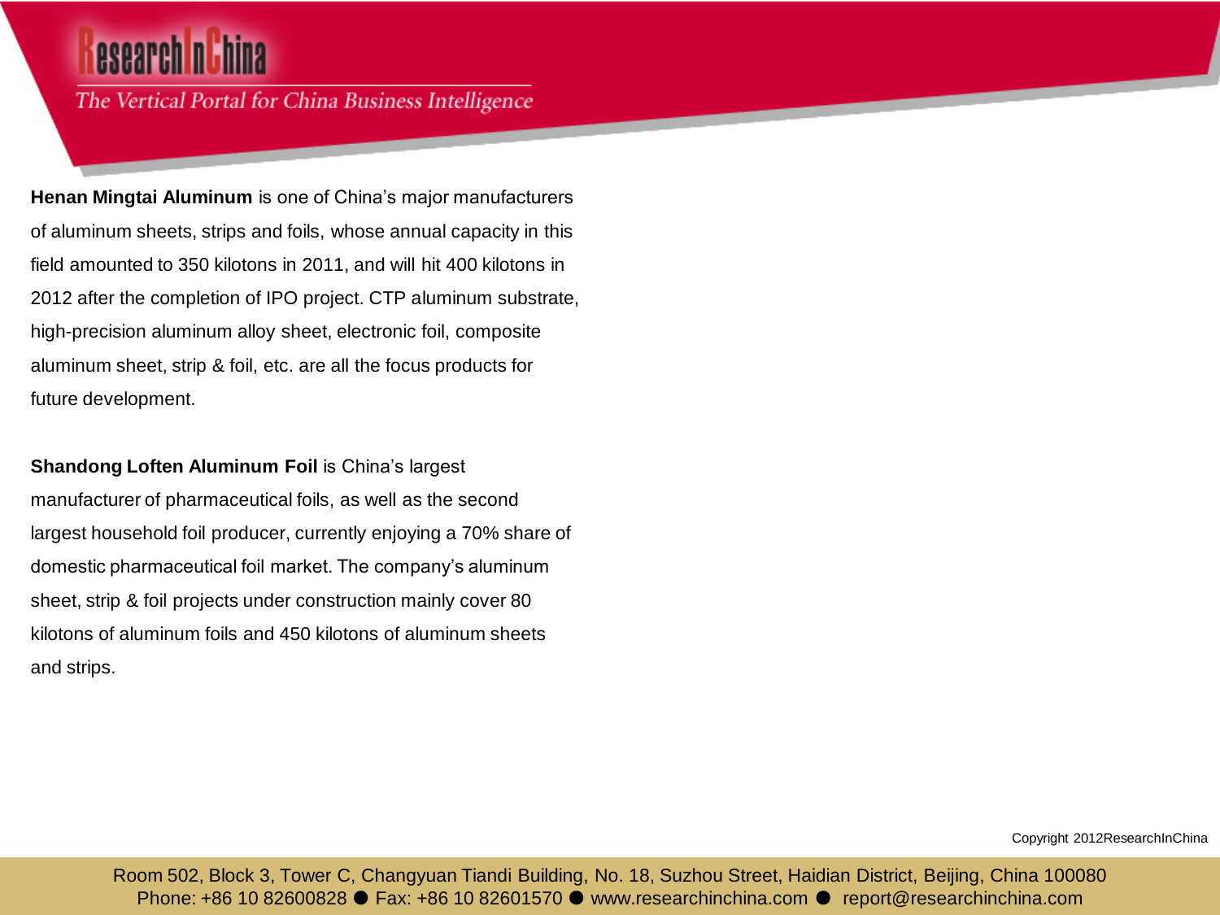**Henan Mingtai Aluminum** is one of China's major manufacturers of aluminum sheets, strips and foils, whose annual capacity in this field amounted to 350 kilotons in 2011, and will hit 400 kilotons in 2012 after the completion of IPO project. CTP aluminum substrate, high-precision aluminum alloy sheet, electronic foil, composite aluminum sheet, strip & foil, etc. are all the focus products for future development.

**Shandong Loften Aluminum Foil** is China's largest manufacturer of pharmaceutical foils, as well as the second largest household foil producer, currently enjoying a 70% share of domestic pharmaceutical foil market. The company's aluminum sheet, strip & foil projects under construction mainly cover 80 kilotons of aluminum foils and 450 kilotons of aluminum sheets and strips.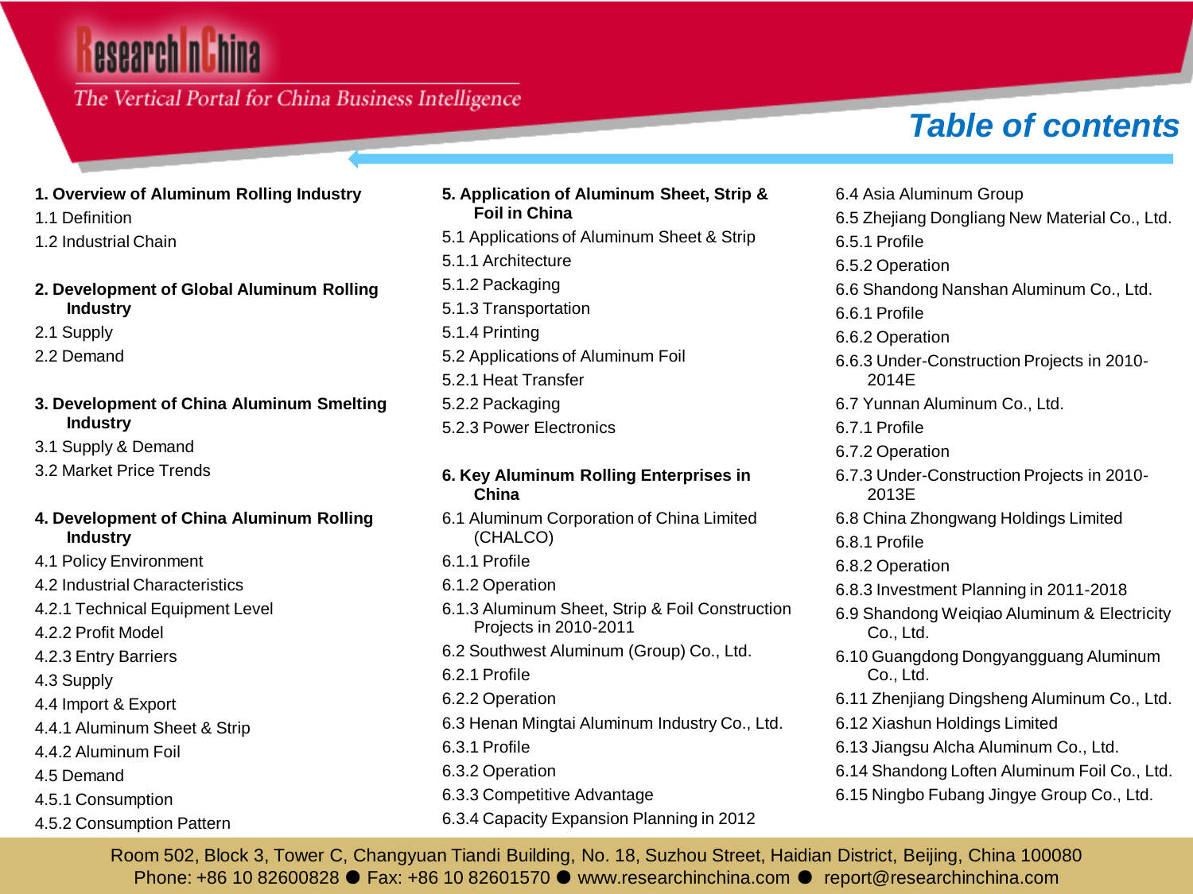# Table of contents

**1. Overview of Aluminum Rolling Industry**

1.1 Definition
1.2 Industrial Chain

**2. Development of Global Aluminum Rolling Industry**

2.1 Supply
2.2 Demand

**3. Development of China Aluminum Smelting Industry**

3.1 Supply & Demand
3.2 Market Price Trends

**4. Development of China Aluminum Rolling Industry**

4.1 Policy Environment
4.2 Industrial Characteristics
4.2.1 Technical Equipment Level
4.2.2 Profit Model
4.2.3 Entry Barriers
4.3 Supply
4.4 Import & Export
4.4.1 Aluminum Sheet & Strip
4.4.2 Aluminum Foil
4.5 Demand
4.5.1 Consumption
4.5.2 Consumption Pattern

**5. Application of Aluminum Sheet, Strip & Foil in China**

5.1 Applications of Aluminum Sheet & Strip
5.1.1 Architecture
5.1.2 Packaging
5.1.3 Transportation
5.1.4 Printing
5.2 Applications of Aluminum Foil
5.2.1 Heat Transfer
5.2.2 Packaging
5.2.3 Power Electronics

**6. Key Aluminum Rolling Enterprises in China**

6.1 Aluminum Corporation of China Limited (CHALCO)
6.1.1 Profile
6.1.2 Operation
6.1.3 Aluminum Sheet, Strip & Foil Construction Projects in 2010-2011
6.2 Southwest Aluminum (Group) Co., Ltd.
6.2.1 Profile
6.2.2 Operation
6.3 Henan Mingtai Aluminum Industry Co., Ltd.
6.3.1 Profile
6.3.2 Operation
6.3.3 Competitive Advantage
6.3.4 Capacity Expansion Planning in 2012
6.4 Asia Aluminum Group
6.5 Zhejiang Dongliang New Material Co., Ltd.
6.5.1 Profile
6.5.2 Operation
6.6 Shandong Nanshan Aluminum Co., Ltd.
6.6.1 Profile
6.6.2 Operation
6.6.3 Under-Construction Projects in 2010-2014E
6.7 Yunnan Aluminum Co., Ltd.
6.7.1 Profile
6.7.2 Operation
6.7.3 Under-Construction Projects in 2010-2013E
6.8 China Zhongwang Holdings Limited
6.8.1 Profile
6.8.2 Operation
6.8.3 Investment Planning in 2011-2018
6.9 Shandong Weiqiao Aluminum & Electricity Co., Ltd.
6.10 Guangdong Dongyangguang Aluminum Co., Ltd.
6.11 Zhenjiang Dingsheng Aluminum Co., Ltd.
6.12 Xiashun Holdings Limited
6.13 Jiangsu Alcha Aluminum Co., Ltd.
6.14 Shandong Loften Aluminum Foil Co., Ltd.
6.15 Ningbo Fubang Jingye Group Co., Ltd.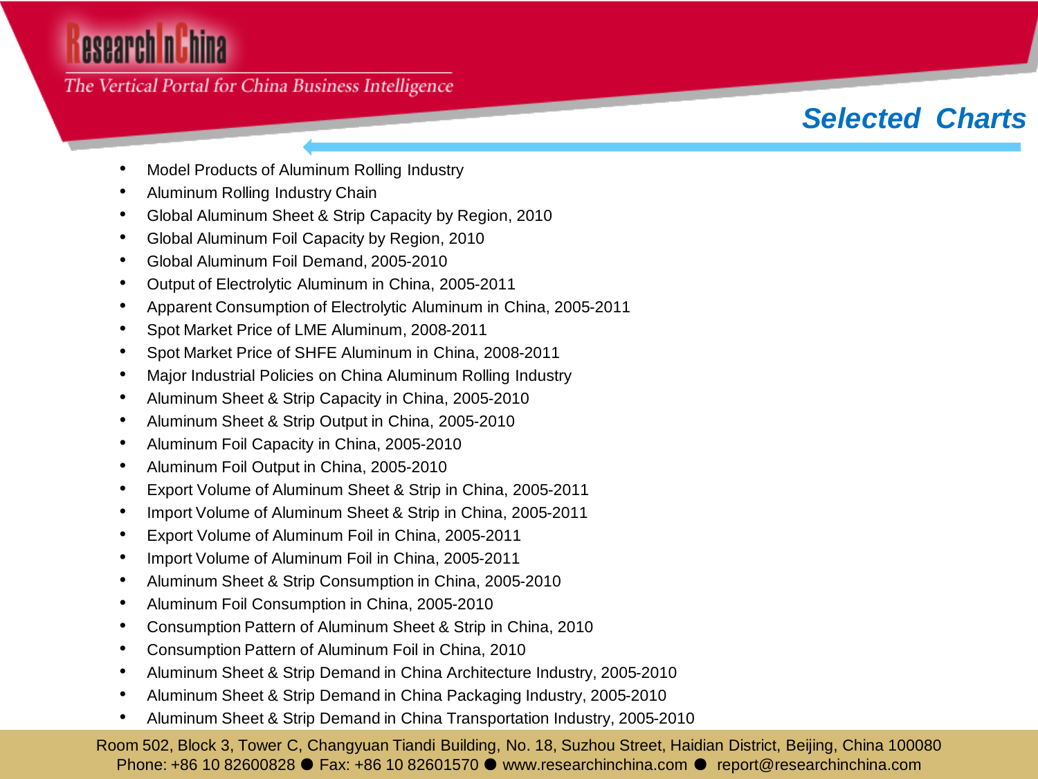## Selected Charts

- Model Products of Aluminum Rolling Industry
- Aluminum Rolling Industry Chain
- Global Aluminum Sheet & Strip Capacity by Region, 2010
- Global Aluminum Foil Capacity by Region, 2010
- Global Aluminum Foil Demand, 2005-2010
- Output of Electrolytic Aluminum in China, 2005-2011
- Apparent Consumption of Electrolytic Aluminum in China, 2005-2011
- Spot Market Price of LME Aluminum, 2008-2011
- Spot Market Price of SHFE Aluminum in China, 2008-2011
- Major Industrial Policies on China Aluminum Rolling Industry
- Aluminum Sheet & Strip Capacity in China, 2005-2010
- Aluminum Sheet & Strip Output in China, 2005-2010
- Aluminum Foil Capacity in China, 2005-2010
- Aluminum Foil Output in China, 2005-2010
- Export Volume of Aluminum Sheet & Strip in China, 2005-2011
- Import Volume of Aluminum Sheet & Strip in China, 2005-2011
- Export Volume of Aluminum Foil in China, 2005-2011
- Import Volume of Aluminum Foil in China, 2005-2011
- Aluminum Sheet & Strip Consumption in China, 2005-2010
- Aluminum Foil Consumption in China, 2005-2010
- Consumption Pattern of Aluminum Sheet & Strip in China, 2010
- Consumption Pattern of Aluminum Foil in China, 2010
- Aluminum Sheet & Strip Demand in China Architecture Industry, 2005-2010
- Aluminum Sheet & Strip Demand in China Packaging Industry, 2005-2010
- Aluminum Sheet & Strip Demand in China Transportation Industry, 2005-2010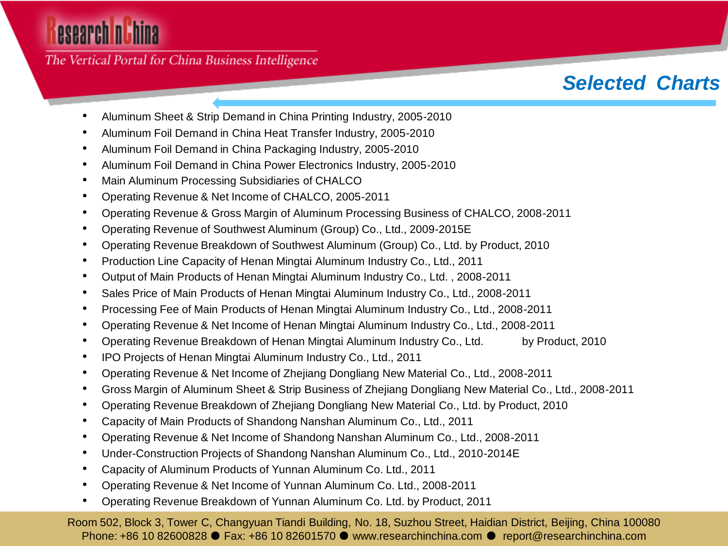## Selected Charts

- Aluminum Sheet & Strip Demand in China Printing Industry, 2005-2010
- Aluminum Foil Demand in China Heat Transfer Industry, 2005-2010
- Aluminum Foil Demand in China Packaging Industry, 2005-2010
- Aluminum Foil Demand in China Power Electronics Industry, 2005-2010
- Main Aluminum Processing Subsidiaries of CHALCO
- Operating Revenue & Net Income of CHALCO, 2005-2011
- Operating Revenue & Gross Margin of Aluminum Processing Business of CHALCO, 2008-2011
- Operating Revenue of Southwest Aluminum (Group) Co., Ltd., 2009-2015E
- Operating Revenue Breakdown of Southwest Aluminum (Group) Co., Ltd. by Product, 2010
- Production Line Capacity of Henan Mingtai Aluminum Industry Co., Ltd., 2011
- Output of Main Products of Henan Mingtai Aluminum Industry Co., Ltd. , 2008-2011
- Sales Price of Main Products of Henan Mingtai Aluminum Industry Co., Ltd., 2008-2011
- Processing Fee of Main Products of Henan Mingtai Aluminum Industry Co., Ltd., 2008-2011
- Operating Revenue & Net Income of Henan Mingtai Aluminum Industry Co., Ltd., 2008-2011
- Operating Revenue Breakdown of Henan Mingtai Aluminum Industry Co., Ltd. by Product, 2010
- IPO Projects of Henan Mingtai Aluminum Industry Co., Ltd., 2011
- Operating Revenue & Net Income of Zhejiang Dongliang New Material Co., Ltd., 2008-2011
- Gross Margin of Aluminum Sheet & Strip Business of Zhejiang Dongliang New Material Co., Ltd., 2008-2011
- Operating Revenue Breakdown of Zhejiang Dongliang New Material Co., Ltd. by Product, 2010
- Capacity of Main Products of Shandong Nanshan Aluminum Co., Ltd., 2011
- Operating Revenue & Net Income of Shandong Nanshan Aluminum Co., Ltd., 2008-2011
- Under-Construction Projects of Shandong Nanshan Aluminum Co., Ltd., 2010-2014E
- Capacity of Aluminum Products of Yunnan Aluminum Co. Ltd., 2011
- Operating Revenue & Net Income of Yunnan Aluminum Co. Ltd., 2008-2011
- Operating Revenue Breakdown of Yunnan Aluminum Co. Ltd. by Product, 2011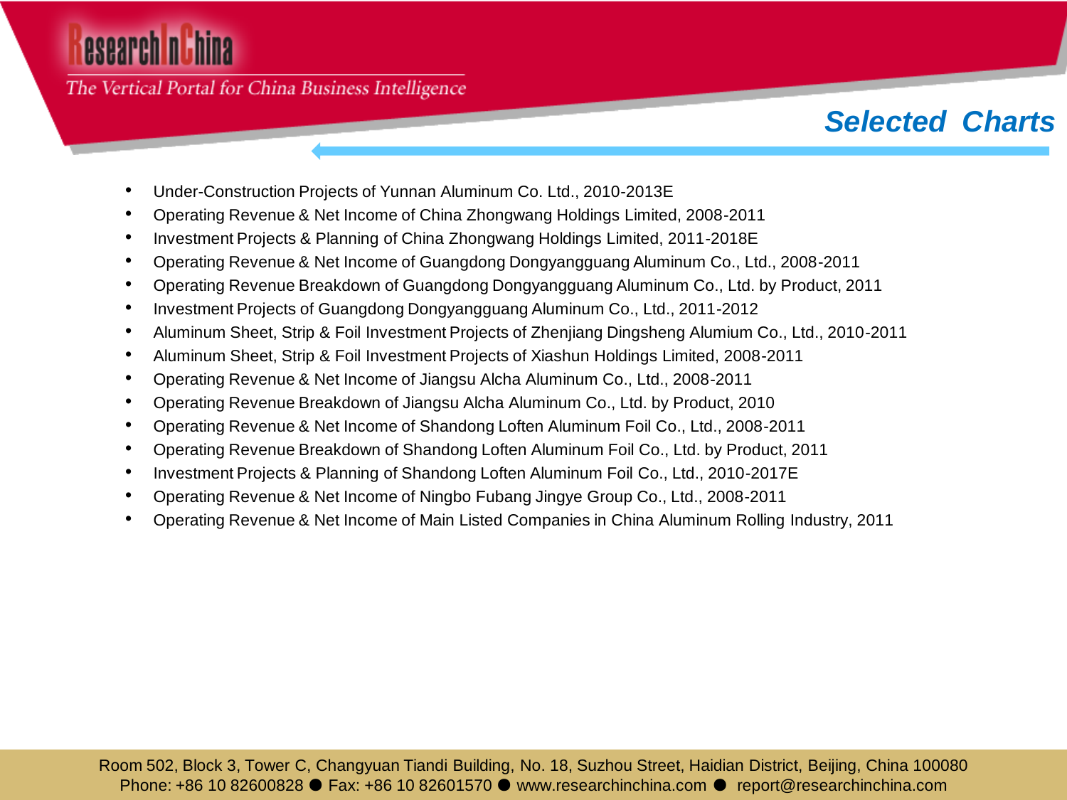## Selected Charts

- Under-Construction Projects of Yunnan Aluminum Co. Ltd., 2010-2013E
- Operating Revenue & Net Income of China Zhongwang Holdings Limited, 2008-2011
- Investment Projects & Planning of China Zhongwang Holdings Limited, 2011-2018E
- Operating Revenue & Net Income of Guangdong Dongyangguang Aluminum Co., Ltd., 2008-2011
- Operating Revenue Breakdown of Guangdong Dongyangguang Aluminum Co., Ltd. by Product, 2011
- Investment Projects of Guangdong Dongyangguang Aluminum Co., Ltd., 2011-2012
- Aluminum Sheet, Strip & Foil Investment Projects of Zhenjiang Dingsheng Alumium Co., Ltd., 2010-2011
- Aluminum Sheet, Strip & Foil Investment Projects of Xiashun Holdings Limited, 2008-2011
- Operating Revenue & Net Income of Jiangsu Alcha Aluminum Co., Ltd., 2008-2011
- Operating Revenue Breakdown of Jiangsu Alcha Aluminum Co., Ltd. by Product, 2010
- Operating Revenue & Net Income of Shandong Loften Aluminum Foil Co., Ltd., 2008-2011
- Operating Revenue Breakdown of Shandong Loften Aluminum Foil Co., Ltd. by Product, 2011
- Investment Projects & Planning of Shandong Loften Aluminum Foil Co., Ltd., 2010-2017E
- Operating Revenue & Net Income of Ningbo Fubang Jingye Group Co., Ltd., 2008-2011
- Operating Revenue & Net Income of Main Listed Companies in China Aluminum Rolling Industry, 2011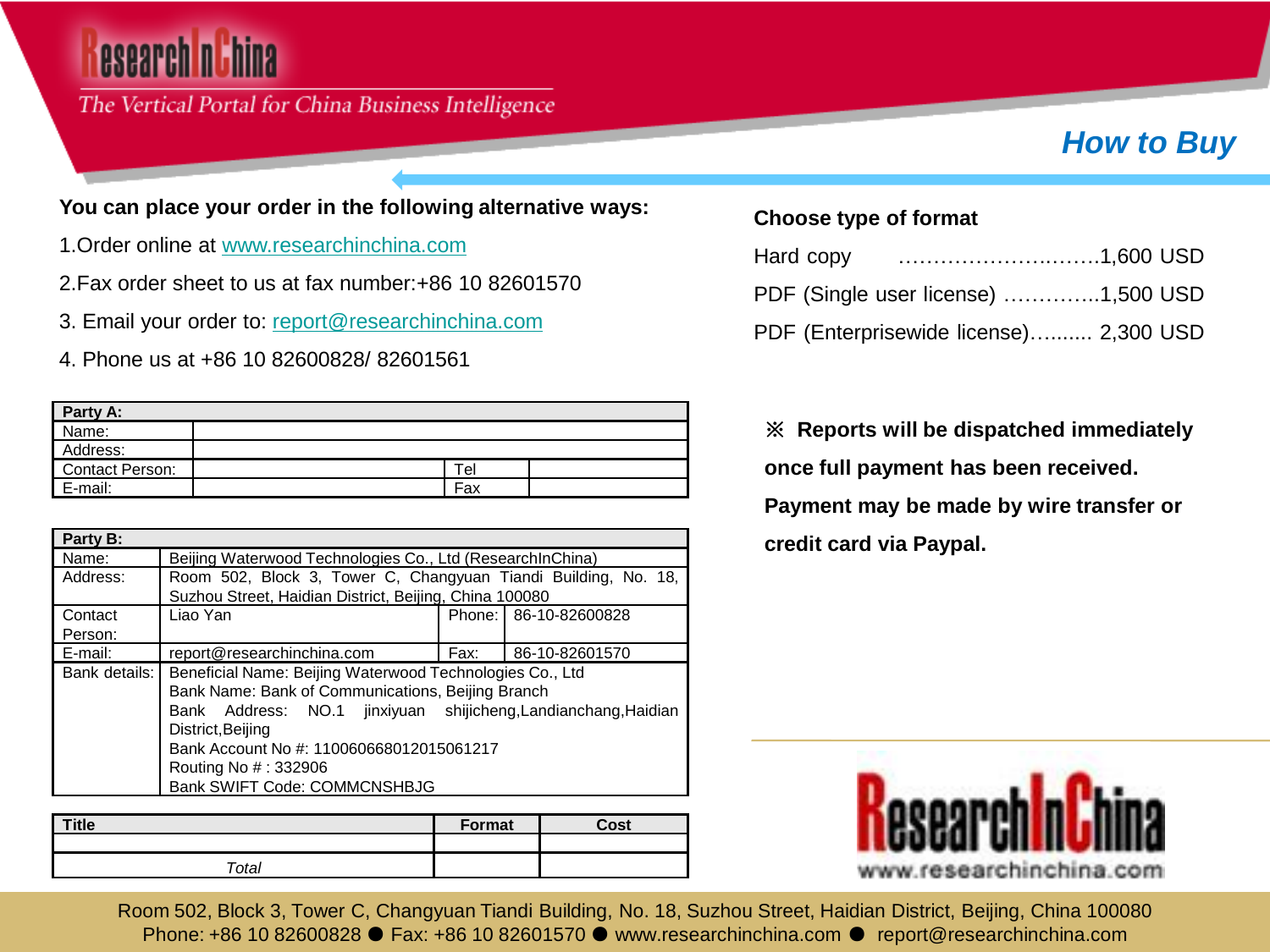# How to Buy

**You can place your order in the following alternative ways:**

1.Order online at www.researchinchina.com

2.Fax order sheet to us at fax number:+86 10 82601570

3. Email your order to: report@researchinchina.com

4. Phone us at +86 10 82600828/ 82601561

| Party A: | | | |
|---|---|---|---|
| Name: | | | |
| Address: | | | |
| Contact Person: | | Tel | |
| E-mail: | | Fax | |

| Party B: | | | |
|---|---|---|---|
| Name: | Beijing Waterwood Technologies Co., Ltd (ResearchInChina) | | |
| Address: | Room 502, Block 3, Tower C, Changyuan Tiandi Building, No. 18, Suzhou Street, Haidian District, Beijing, China 100080 | | |
| Contact Person: | Liao Yan | Phone: | 86-10-82600828 |
| E-mail: | report@researchinchina.com | Fax: | 86-10-82601570 |
| Bank details: | Beneficial Name: Beijing Waterwood Technologies Co., Ltd<br>Bank Name: Bank of Communications, Beijing Branch<br>Bank Address: NO.1 jinxiyuan shijicheng,Landianchang,Haidian District,Beijing<br>Bank Account No #: 110060668012015061217<br>Routing No # : 332906<br>Bank SWIFT Code: COMMCNSHBJG | | |

| Title | Format | Cost |
|---|---|---|
| | | |
| *Total* | | |

**Choose type of format**

Hard copy ………………….…….1,600 USD

PDF (Single user license) …………..1,500 USD

PDF (Enterprisewide license)…....... 2,300 USD

**※ Reports will be dispatched immediately once full payment has been received. Payment may be made by wire transfer or credit card via Paypal.**

ResearchInChina
www.researchinchina.com

Room 502, Block 3, Tower C, Changyuan Tiandi Building, No. 18, Suzhou Street, Haidian District, Beijing, China 100080
Phone: +86 10 82600828 ● Fax: +86 10 82601570 ● www.researchinchina.com ● report@researchinchina.com